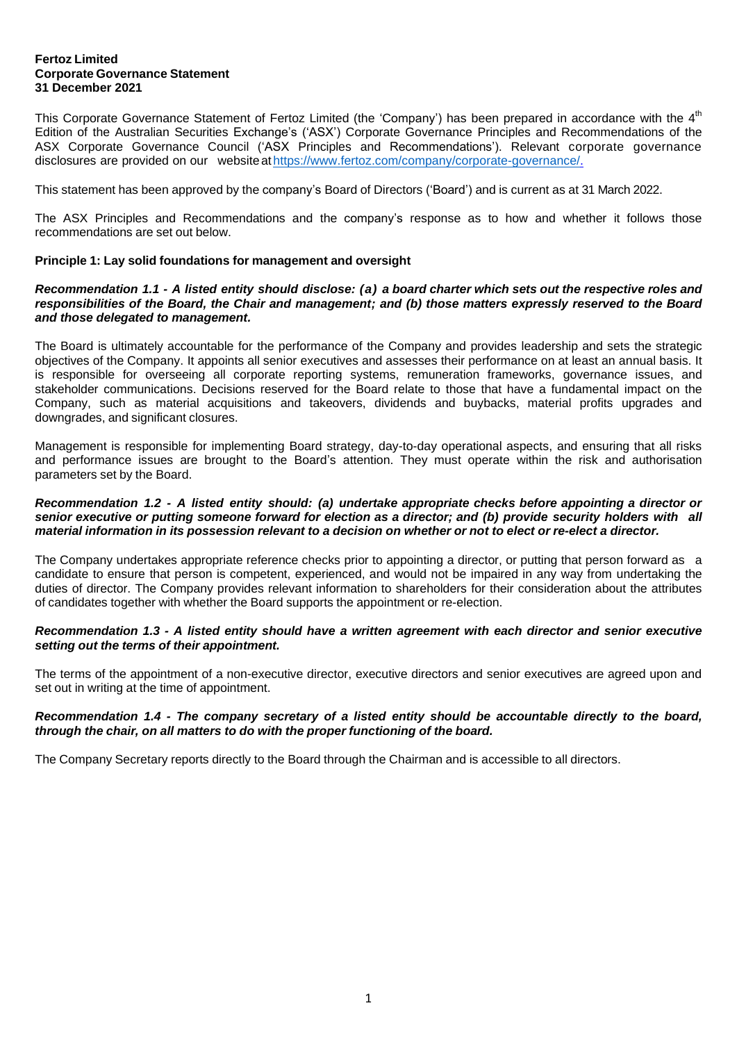**Fertoz Limited**
**Corporate Governance Statement**
**31 December 2021**

This Corporate Governance Statement of Fertoz Limited (the 'Company') has been prepared in accordance with the 4th Edition of the Australian Securities Exchange's ('ASX') Corporate Governance Principles and Recommendations of the ASX Corporate Governance Council ('ASX Principles and Recommendations'). Relevant corporate governance disclosures are provided on our website at https://www.fertoz.com/company/corporate-governance/.

This statement has been approved by the company's Board of Directors ('Board') and is current as at 31 March 2022.

The ASX Principles and Recommendations and the company's response as to how and whether it follows those recommendations are set out below.

## Principle 1: Lay solid foundations for management and oversight

***Recommendation 1.1 - A listed entity should disclose: (a) a board charter which sets out the respective roles and responsibilities of the Board, the Chair and management; and (b) those matters expressly reserved to the Board and those delegated to management.***

The Board is ultimately accountable for the performance of the Company and provides leadership and sets the strategic objectives of the Company. It appoints all senior executives and assesses their performance on at least an annual basis. It is responsible for overseeing all corporate reporting systems, remuneration frameworks, governance issues, and stakeholder communications. Decisions reserved for the Board relate to those that have a fundamental impact on the Company, such as material acquisitions and takeovers, dividends and buybacks, material profits upgrades and downgrades, and significant closures.

Management is responsible for implementing Board strategy, day-to-day operational aspects, and ensuring that all risks and performance issues are brought to the Board's attention. They must operate within the risk and authorisation parameters set by the Board.

***Recommendation 1.2 - A listed entity should: (a) undertake appropriate checks before appointing a director or senior executive or putting someone forward for election as a director; and (b) provide security holders with all material information in its possession relevant to a decision on whether or not to elect or re-elect a director.***

The Company undertakes appropriate reference checks prior to appointing a director, or putting that person forward as a candidate to ensure that person is competent, experienced, and would not be impaired in any way from undertaking the duties of director. The Company provides relevant information to shareholders for their consideration about the attributes of candidates together with whether the Board supports the appointment or re-election.

***Recommendation 1.3 - A listed entity should have a written agreement with each director and senior executive setting out the terms of their appointment.***

The terms of the appointment of a non-executive director, executive directors and senior executives are agreed upon and set out in writing at the time of appointment.

***Recommendation 1.4 - The company secretary of a listed entity should be accountable directly to the board, through the chair, on all matters to do with the proper functioning of the board.***

The Company Secretary reports directly to the Board through the Chairman and is accessible to all directors.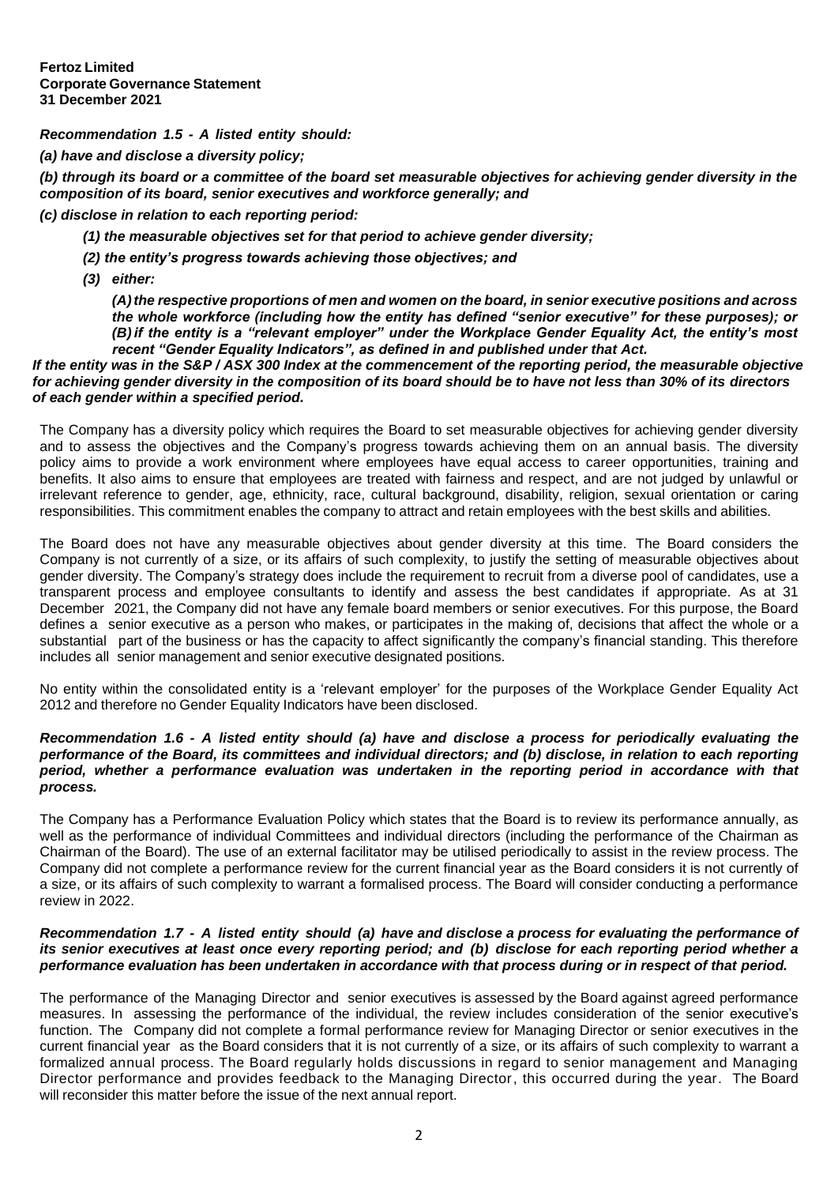**Fertoz Limited**
**Corporate Governance Statement**
**31 December 2021**

***Recommendation 1.5 - A listed entity should:***

***(a) have and disclose a diversity policy;***

***(b) through its board or a committee of the board set measurable objectives for achieving gender diversity in the composition of its board, senior executives and workforce generally; and***

***(c) disclose in relation to each reporting period:***

***(1) the measurable objectives set for that period to achieve gender diversity;***

***(2) the entity's progress towards achieving those objectives; and***

***(3) either:***

***(A) the respective proportions of men and women on the board, in senior executive positions and across the whole workforce (including how the entity has defined "senior executive" for these purposes); or***
***(B) if the entity is a "relevant employer" under the Workplace Gender Equality Act, the entity's most recent "Gender Equality Indicators", as defined in and published under that Act.***

***If the entity was in the S&P / ASX 300 Index at the commencement of the reporting period, the measurable objective for achieving gender diversity in the composition of its board should be to have not less than 30% of its directors of each gender within a specified period.***

The Company has a diversity policy which requires the Board to set measurable objectives for achieving gender diversity and to assess the objectives and the Company's progress towards achieving them on an annual basis. The diversity policy aims to provide a work environment where employees have equal access to career opportunities, training and benefits. It also aims to ensure that employees are treated with fairness and respect, and are not judged by unlawful or irrelevant reference to gender, age, ethnicity, race, cultural background, disability, religion, sexual orientation or caring responsibilities. This commitment enables the company to attract and retain employees with the best skills and abilities.

The Board does not have any measurable objectives about gender diversity at this time. The Board considers the Company is not currently of a size, or its affairs of such complexity, to justify the setting of measurable objectives about gender diversity. The Company's strategy does include the requirement to recruit from a diverse pool of candidates, use a transparent process and employee consultants to identify and assess the best candidates if appropriate. As at 31 December 2021, the Company did not have any female board members or senior executives. For this purpose, the Board defines a senior executive as a person who makes, or participates in the making of, decisions that affect the whole or a substantial part of the business or has the capacity to affect significantly the company's financial standing. This therefore includes all senior management and senior executive designated positions.

No entity within the consolidated entity is a 'relevant employer' for the purposes of the Workplace Gender Equality Act 2012 and therefore no Gender Equality Indicators have been disclosed.

***Recommendation 1.6 - A listed entity should (a) have and disclose a process for periodically evaluating the performance of the Board, its committees and individual directors; and (b) disclose, in relation to each reporting period, whether a performance evaluation was undertaken in the reporting period in accordance with that process.***

The Company has a Performance Evaluation Policy which states that the Board is to review its performance annually, as well as the performance of individual Committees and individual directors (including the performance of the Chairman as Chairman of the Board). The use of an external facilitator may be utilised periodically to assist in the review process. The Company did not complete a performance review for the current financial year as the Board considers it is not currently of a size, or its affairs of such complexity to warrant a formalised process. The Board will consider conducting a performance review in 2022.

***Recommendation 1.7 - A listed entity should (a) have and disclose a process for evaluating the performance of its senior executives at least once every reporting period; and (b) disclose for each reporting period whether a performance evaluation has been undertaken in accordance with that process during or in respect of that period.***

The performance of the Managing Director and senior executives is assessed by the Board against agreed performance measures. In assessing the performance of the individual, the review includes consideration of the senior executive's function. The Company did not complete a formal performance review for Managing Director or senior executives in the current financial year as the Board considers that it is not currently of a size, or its affairs of such complexity to warrant a formalized annual process. The Board regularly holds discussions in regard to senior management and Managing Director performance and provides feedback to the Managing Director, this occurred during the year. The Board will reconsider this matter before the issue of the next annual report.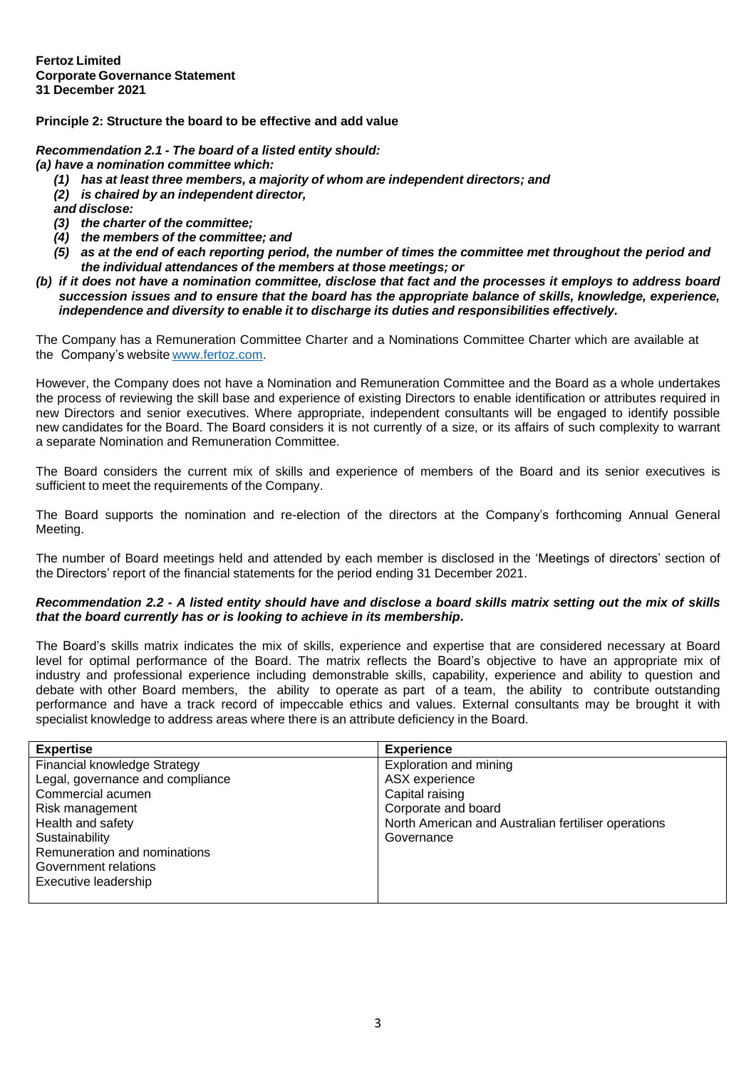**Fertoz Limited**
**Corporate Governance Statement**
**31 December 2021**

**Principle 2: Structure the board to be effective and add value**

***Recommendation 2.1 - The board of a listed entity should:***

***(a) have a nomination committee which:***

- ***(1) has at least three members, a majority of whom are independent directors; and***
- ***(2) is chaired by an independent director,***

***and disclose:***

- ***(3) the charter of the committee;***
- ***(4) the members of the committee; and***
- ***(5) as at the end of each reporting period, the number of times the committee met throughout the period and the individual attendances of the members at those meetings; or***

***(b) if it does not have a nomination committee, disclose that fact and the processes it employs to address board succession issues and to ensure that the board has the appropriate balance of skills, knowledge, experience, independence and diversity to enable it to discharge its duties and responsibilities effectively.***

The Company has a Remuneration Committee Charter and a Nominations Committee Charter which are available at the Company's website www.fertoz.com.

However, the Company does not have a Nomination and Remuneration Committee and the Board as a whole undertakes the process of reviewing the skill base and experience of existing Directors to enable identification or attributes required in new Directors and senior executives. Where appropriate, independent consultants will be engaged to identify possible new candidates for the Board. The Board considers it is not currently of a size, or its affairs of such complexity to warrant a separate Nomination and Remuneration Committee.

The Board considers the current mix of skills and experience of members of the Board and its senior executives is sufficient to meet the requirements of the Company.

The Board supports the nomination and re-election of the directors at the Company's forthcoming Annual General Meeting.

The number of Board meetings held and attended by each member is disclosed in the 'Meetings of directors' section of the Directors' report of the financial statements for the period ending 31 December 2021.

***Recommendation 2.2 - A listed entity should have and disclose a board skills matrix setting out the mix of skills that the board currently has or is looking to achieve in its membership.***

The Board's skills matrix indicates the mix of skills, experience and expertise that are considered necessary at Board level for optimal performance of the Board. The matrix reflects the Board's objective to have an appropriate mix of industry and professional experience including demonstrable skills, capability, experience and ability to question and debate with other Board members, the ability to operate as part of a team, the ability to contribute outstanding performance and have a track record of impeccable ethics and values. External consultants may be brought it with specialist knowledge to address areas where there is an attribute deficiency in the Board.

| **Expertise** | **Experience** |
|---|---|
| Financial knowledge Strategy | Exploration and mining |
| Legal, governance and compliance | ASX experience |
| Commercial acumen | Capital raising |
| Risk management | Corporate and board |
| Health and safety | North American and Australian fertiliser operations |
| Sustainability | Governance |
| Remuneration and nominations | |
| Government relations | |
| Executive leadership | |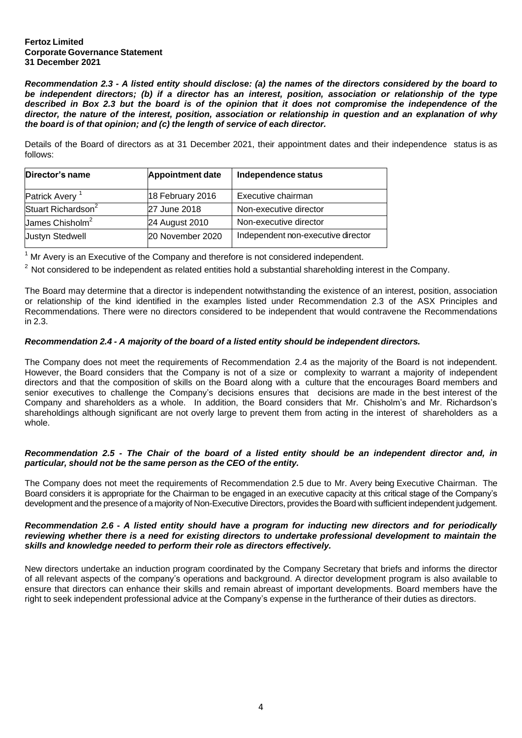**Fertoz Limited**
**Corporate Governance Statement**
**31 December 2021**

***Recommendation 2.3 - A listed entity should disclose: (a) the names of the directors considered by the board to be independent directors; (b) if a director has an interest, position, association or relationship of the type described in Box 2.3 but the board is of the opinion that it does not compromise the independence of the director, the nature of the interest, position, association or relationship in question and an explanation of why the board is of that opinion; and (c) the length of service of each director.***

Details of the Board of directors as at 31 December 2021, their appointment dates and their independence status is as follows:

| Director's name | Appointment date | Independence status |
|---|---|---|
| Patrick Avery [1] | 18 February 2016 | Executive chairman |
| Stuart Richardson[2] | 27 June 2018 | Non-executive director |
| James Chisholm[2] | 24 August 2010 | Non-executive director |
| Justyn Stedwell | 20 November 2020 | Independent non-executive director |

[1] Mr Avery is an Executive of the Company and therefore is not considered independent.

[2] Not considered to be independent as related entities hold a substantial shareholding interest in the Company.

The Board may determine that a director is independent notwithstanding the existence of an interest, position, association or relationship of the kind identified in the examples listed under Recommendation 2.3 of the ASX Principles and Recommendations. There were no directors considered to be independent that would contravene the Recommendations in 2.3.

***Recommendation 2.4 - A majority of the board of a listed entity should be independent directors.***

The Company does not meet the requirements of Recommendation 2.4 as the majority of the Board is not independent. However, the Board considers that the Company is not of a size or complexity to warrant a majority of independent directors and that the composition of skills on the Board along with a culture that the encourages Board members and senior executives to challenge the Company's decisions ensures that decisions are made in the best interest of the Company and shareholders as a whole. In addition, the Board considers that Mr. Chisholm's and Mr. Richardson's shareholdings although significant are not overly large to prevent them from acting in the interest of shareholders as a whole.

***Recommendation 2.5 - The Chair of the board of a listed entity should be an independent director and, in particular, should not be the same person as the CEO of the entity.***

The Company does not meet the requirements of Recommendation 2.5 due to Mr. Avery being Executive Chairman. The Board considers it is appropriate for the Chairman to be engaged in an executive capacity at this critical stage of the Company's development and the presence of a majority of Non-Executive Directors, provides the Board with sufficient independent judgement.

***Recommendation 2.6 - A listed entity should have a program for inducting new directors and for periodically reviewing whether there is a need for existing directors to undertake professional development to maintain the skills and knowledge needed to perform their role as directors effectively.***

New directors undertake an induction program coordinated by the Company Secretary that briefs and informs the director of all relevant aspects of the company's operations and background. A director development program is also available to ensure that directors can enhance their skills and remain abreast of important developments. Board members have the right to seek independent professional advice at the Company's expense in the furtherance of their duties as directors.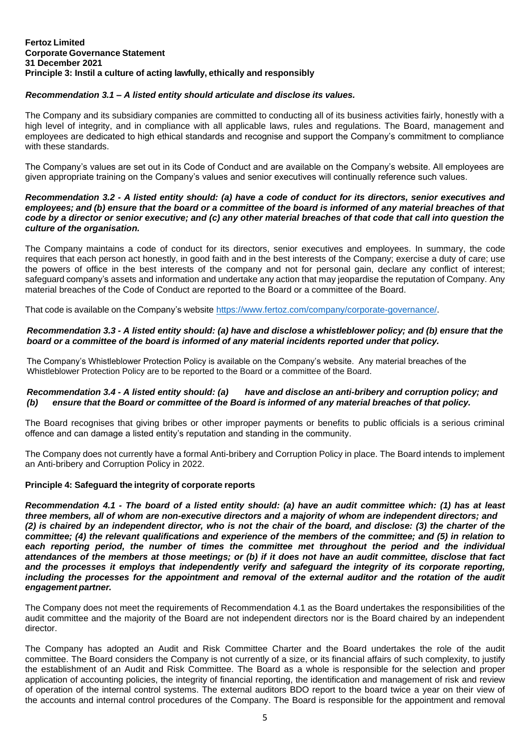**Fertoz Limited**
**Corporate Governance Statement**
**31 December 2021**
**Principle 3: Instil a culture of acting lawfully, ethically and responsibly**

***Recommendation 3.1 – A listed entity should articulate and disclose its values.***

The Company and its subsidiary companies are committed to conducting all of its business activities fairly, honestly with a high level of integrity, and in compliance with all applicable laws, rules and regulations. The Board, management and employees are dedicated to high ethical standards and recognise and support the Company's commitment to compliance with these standards.

The Company's values are set out in its Code of Conduct and are available on the Company's website. All employees are given appropriate training on the Company's values and senior executives will continually reference such values.

***Recommendation 3.2 - A listed entity should: (a) have a code of conduct for its directors, senior executives and employees; and (b) ensure that the board or a committee of the board is informed of any material breaches of that code by a director or senior executive; and (c) any other material breaches of that code that call into question the culture of the organisation.***

The Company maintains a code of conduct for its directors, senior executives and employees. In summary, the code requires that each person act honestly, in good faith and in the best interests of the Company; exercise a duty of care; use the powers of office in the best interests of the company and not for personal gain, declare any conflict of interest; safeguard company's assets and information and undertake any action that may jeopardise the reputation of Company. Any material breaches of the Code of Conduct are reported to the Board or a committee of the Board.

That code is available on the Company's website https://www.fertoz.com/company/corporate-governance/.

***Recommendation 3.3 - A listed entity should: (a) have and disclose a whistleblower policy; and (b) ensure that the board or a committee of the board is informed of any material incidents reported under that policy.***

The Company's Whistleblower Protection Policy is available on the Company's website. Any material breaches of the Whistleblower Protection Policy are to be reported to the Board or a committee of the Board.

***Recommendation 3.4 - A listed entity should: (a) have and disclose an anti-bribery and corruption policy; and (b) ensure that the Board or committee of the Board is informed of any material breaches of that policy.***

The Board recognises that giving bribes or other improper payments or benefits to public officials is a serious criminal offence and can damage a listed entity's reputation and standing in the community.

The Company does not currently have a formal Anti-bribery and Corruption Policy in place. The Board intends to implement an Anti-bribery and Corruption Policy in 2022.

**Principle 4: Safeguard the integrity of corporate reports**

***Recommendation 4.1 - The board of a listed entity should: (a) have an audit committee which: (1) has at least three members, all of whom are non-executive directors and a majority of whom are independent directors; and (2) is chaired by an independent director, who is not the chair of the board, and disclose: (3) the charter of the committee; (4) the relevant qualifications and experience of the members of the committee; and (5) in relation to each reporting period, the number of times the committee met throughout the period and the individual attendances of the members at those meetings; or (b) if it does not have an audit committee, disclose that fact and the processes it employs that independently verify and safeguard the integrity of its corporate reporting, including the processes for the appointment and removal of the external auditor and the rotation of the audit engagement partner.***

The Company does not meet the requirements of Recommendation 4.1 as the Board undertakes the responsibilities of the audit committee and the majority of the Board are not independent directors nor is the Board chaired by an independent director.

The Company has adopted an Audit and Risk Committee Charter and the Board undertakes the role of the audit committee. The Board considers the Company is not currently of a size, or its financial affairs of such complexity, to justify the establishment of an Audit and Risk Committee. The Board as a whole is responsible for the selection and proper application of accounting policies, the integrity of financial reporting, the identification and management of risk and review of operation of the internal control systems. The external auditors BDO report to the board twice a year on their view of the accounts and internal control procedures of the Company. The Board is responsible for the appointment and removal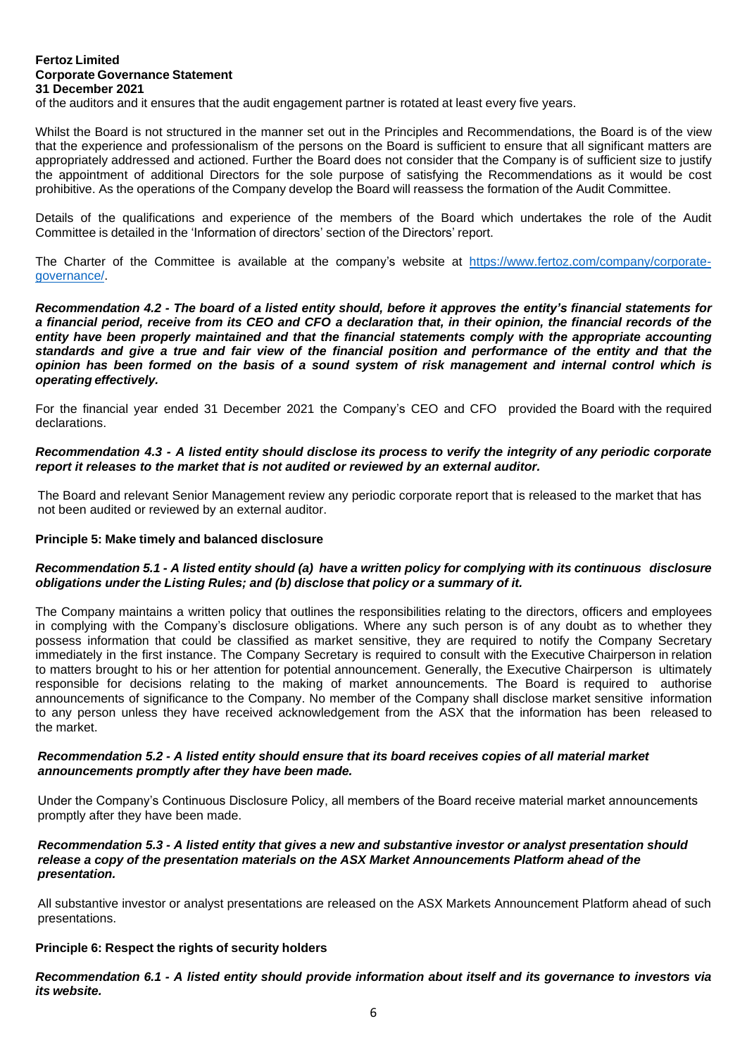of the auditors and it ensures that the audit engagement partner is rotated at least every five years.

Whilst the Board is not structured in the manner set out in the Principles and Recommendations, the Board is of the view that the experience and professionalism of the persons on the Board is sufficient to ensure that all significant matters are appropriately addressed and actioned. Further the Board does not consider that the Company is of sufficient size to justify the appointment of additional Directors for the sole purpose of satisfying the Recommendations as it would be cost prohibitive. As the operations of the Company develop the Board will reassess the formation of the Audit Committee.

Details of the qualifications and experience of the members of the Board which undertakes the role of the Audit Committee is detailed in the 'Information of directors' section of the Directors' report.

The Charter of the Committee is available at the company's website at [https://www.fertoz.com/company/corporate-governance/](https://www.fertoz.com/company/corporate-governance/).

***Recommendation 4.2 - The board of a listed entity should, before it approves the entity's financial statements for a financial period, receive from its CEO and CFO a declaration that, in their opinion, the financial records of the entity have been properly maintained and that the financial statements comply with the appropriate accounting standards and give a true and fair view of the financial position and performance of the entity and that the opinion has been formed on the basis of a sound system of risk management and internal control which is operating effectively.***

For the financial year ended 31 December 2021 the Company's CEO and CFO provided the Board with the required declarations.

***Recommendation 4.3 - A listed entity should disclose its process to verify the integrity of any periodic corporate report it releases to the market that is not audited or reviewed by an external auditor.***

The Board and relevant Senior Management review any periodic corporate report that is released to the market that has not been audited or reviewed by an external auditor.

**Principle 5: Make timely and balanced disclosure**

***Recommendation 5.1 - A listed entity should (a) have a written policy for complying with its continuous disclosure obligations under the Listing Rules; and (b) disclose that policy or a summary of it.***

The Company maintains a written policy that outlines the responsibilities relating to the directors, officers and employees in complying with the Company's disclosure obligations. Where any such person is of any doubt as to whether they possess information that could be classified as market sensitive, they are required to notify the Company Secretary immediately in the first instance. The Company Secretary is required to consult with the Executive Chairperson in relation to matters brought to his or her attention for potential announcement. Generally, the Executive Chairperson is ultimately responsible for decisions relating to the making of market announcements. The Board is required to authorise announcements of significance to the Company. No member of the Company shall disclose market sensitive information to any person unless they have received acknowledgement from the ASX that the information has been released to the market.

***Recommendation 5.2 - A listed entity should ensure that its board receives copies of all material market announcements promptly after they have been made.***

Under the Company's Continuous Disclosure Policy, all members of the Board receive material market announcements promptly after they have been made.

***Recommendation 5.3 - A listed entity that gives a new and substantive investor or analyst presentation should release a copy of the presentation materials on the ASX Market Announcements Platform ahead of the presentation.***

All substantive investor or analyst presentations are released on the ASX Markets Announcement Platform ahead of such presentations.

**Principle 6: Respect the rights of security holders**

***Recommendation 6.1 - A listed entity should provide information about itself and its governance to investors via its website.***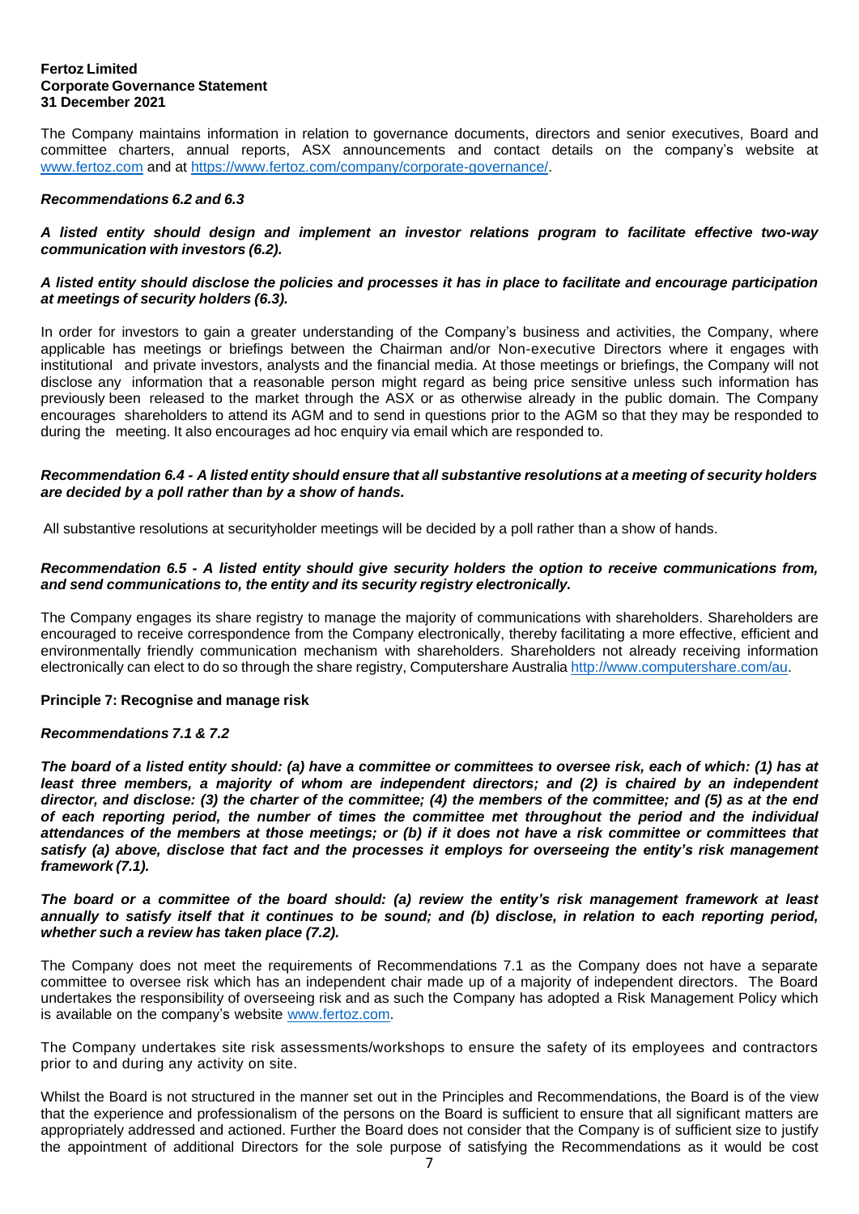The Company maintains information in relation to governance documents, directors and senior executives, Board and committee charters, annual reports, ASX announcements and contact details on the company's website at [www.fertoz.com](http://www.fertoz.com) and at [https://www.fertoz.com/company/corporate-governance/](https://www.fertoz.com/company/corporate-governance/).

***Recommendations 6.2 and 6.3***

***A listed entity should design and implement an investor relations program to facilitate effective two-way communication with investors (6.2).***

***A listed entity should disclose the policies and processes it has in place to facilitate and encourage participation at meetings of security holders (6.3).***

In order for investors to gain a greater understanding of the Company's business and activities, the Company, where applicable has meetings or briefings between the Chairman and/or Non-executive Directors where it engages with institutional and private investors, analysts and the financial media. At those meetings or briefings, the Company will not disclose any information that a reasonable person might regard as being price sensitive unless such information has previously been released to the market through the ASX or as otherwise already in the public domain. The Company encourages shareholders to attend its AGM and to send in questions prior to the AGM so that they may be responded to during the meeting. It also encourages ad hoc enquiry via email which are responded to.

***Recommendation 6.4 - A listed entity should ensure that all substantive resolutions at a meeting of security holders are decided by a poll rather than by a show of hands.***

All substantive resolutions at securityholder meetings will be decided by a poll rather than a show of hands.

***Recommendation 6.5 - A listed entity should give security holders the option to receive communications from, and send communications to, the entity and its security registry electronically.***

The Company engages its share registry to manage the majority of communications with shareholders. Shareholders are encouraged to receive correspondence from the Company electronically, thereby facilitating a more effective, efficient and environmentally friendly communication mechanism with shareholders. Shareholders not already receiving information electronically can elect to do so through the share registry, Computershare Australia [http://www.computershare.com/au](http://www.computershare.com/au).

**Principle 7: Recognise and manage risk**

***Recommendations 7.1 & 7.2***

***The board of a listed entity should: (a) have a committee or committees to oversee risk, each of which: (1) has at least three members, a majority of whom are independent directors; and (2) is chaired by an independent director, and disclose: (3) the charter of the committee; (4) the members of the committee; and (5) as at the end of each reporting period, the number of times the committee met throughout the period and the individual attendances of the members at those meetings; or (b) if it does not have a risk committee or committees that satisfy (a) above, disclose that fact and the processes it employs for overseeing the entity's risk management framework (7.1).***

***The board or a committee of the board should: (a) review the entity's risk management framework at least annually to satisfy itself that it continues to be sound; and (b) disclose, in relation to each reporting period, whether such a review has taken place (7.2).***

The Company does not meet the requirements of Recommendations 7.1 as the Company does not have a separate committee to oversee risk which has an independent chair made up of a majority of independent directors. The Board undertakes the responsibility of overseeing risk and as such the Company has adopted a Risk Management Policy which is available on the company's website [www.fertoz.com](http://www.fertoz.com).

The Company undertakes site risk assessments/workshops to ensure the safety of its employees and contractors prior to and during any activity on site.

Whilst the Board is not structured in the manner set out in the Principles and Recommendations, the Board is of the view that the experience and professionalism of the persons on the Board is sufficient to ensure that all significant matters are appropriately addressed and actioned. Further the Board does not consider that the Company is of sufficient size to justify the appointment of additional Directors for the sole purpose of satisfying the Recommendations as it would be cost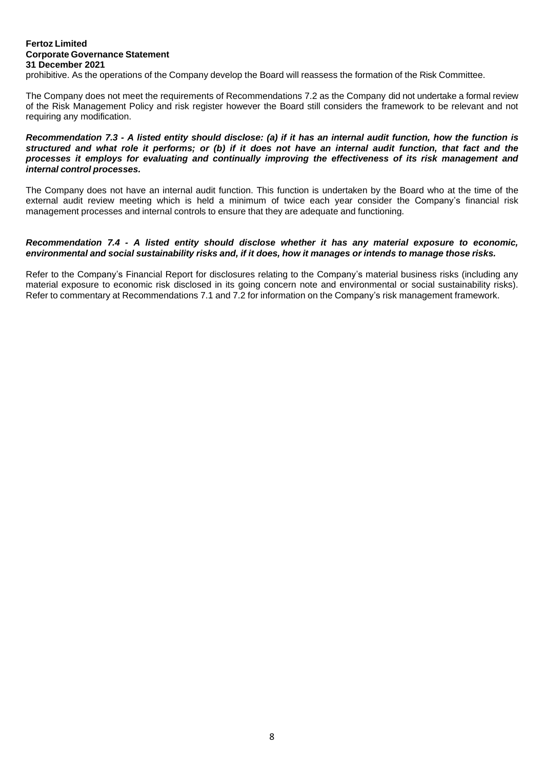prohibitive. As the operations of the Company develop the Board will reassess the formation of the Risk Committee.

The Company does not meet the requirements of Recommendations 7.2 as the Company did not undertake a formal review of the Risk Management Policy and risk register however the Board still considers the framework to be relevant and not requiring any modification.

***Recommendation 7.3 - A listed entity should disclose: (a) if it has an internal audit function, how the function is structured and what role it performs; or (b) if it does not have an internal audit function, that fact and the processes it employs for evaluating and continually improving the effectiveness of its risk management and internal control processes.***

The Company does not have an internal audit function. This function is undertaken by the Board who at the time of the external audit review meeting which is held a minimum of twice each year consider the Company's financial risk management processes and internal controls to ensure that they are adequate and functioning.

***Recommendation 7.4 - A listed entity should disclose whether it has any material exposure to economic, environmental and social sustainability risks and, if it does, how it manages or intends to manage those risks.***

Refer to the Company's Financial Report for disclosures relating to the Company's material business risks (including any material exposure to economic risk disclosed in its going concern note and environmental or social sustainability risks). Refer to commentary at Recommendations 7.1 and 7.2 for information on the Company's risk management framework.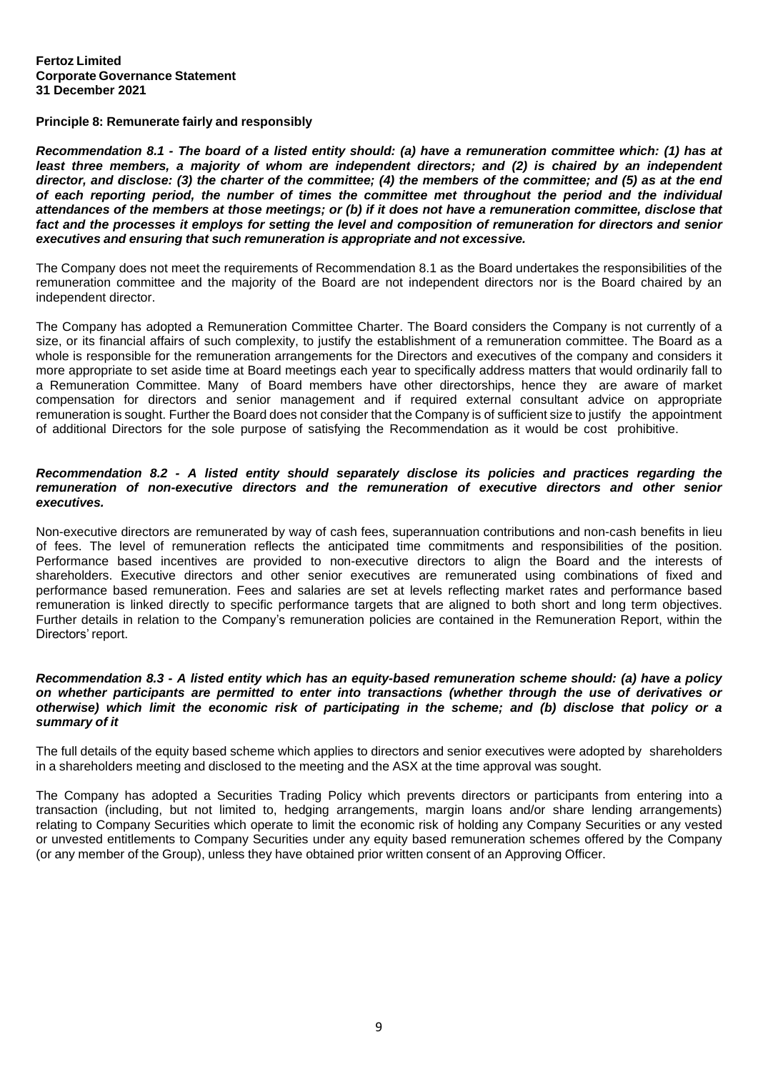**Fertoz Limited**
**Corporate Governance Statement**
**31 December 2021**

**Principle 8: Remunerate fairly and responsibly**

***Recommendation 8.1 - The board of a listed entity should: (a) have a remuneration committee which: (1) has at least three members, a majority of whom are independent directors; and (2) is chaired by an independent director, and disclose: (3) the charter of the committee; (4) the members of the committee; and (5) as at the end of each reporting period, the number of times the committee met throughout the period and the individual attendances of the members at those meetings; or (b) if it does not have a remuneration committee, disclose that fact and the processes it employs for setting the level and composition of remuneration for directors and senior executives and ensuring that such remuneration is appropriate and not excessive.***

The Company does not meet the requirements of Recommendation 8.1 as the Board undertakes the responsibilities of the remuneration committee and the majority of the Board are not independent directors nor is the Board chaired by an independent director.

The Company has adopted a Remuneration Committee Charter. The Board considers the Company is not currently of a size, or its financial affairs of such complexity, to justify the establishment of a remuneration committee. The Board as a whole is responsible for the remuneration arrangements for the Directors and executives of the company and considers it more appropriate to set aside time at Board meetings each year to specifically address matters that would ordinarily fall to a Remuneration Committee. Many of Board members have other directorships, hence they are aware of market compensation for directors and senior management and if required external consultant advice on appropriate remuneration is sought. Further the Board does not consider that the Company is of sufficient size to justify the appointment of additional Directors for the sole purpose of satisfying the Recommendation as it would be cost prohibitive.

***Recommendation 8.2 - A listed entity should separately disclose its policies and practices regarding the remuneration of non-executive directors and the remuneration of executive directors and other senior executives.***

Non-executive directors are remunerated by way of cash fees, superannuation contributions and non-cash benefits in lieu of fees. The level of remuneration reflects the anticipated time commitments and responsibilities of the position. Performance based incentives are provided to non-executive directors to align the Board and the interests of shareholders. Executive directors and other senior executives are remunerated using combinations of fixed and performance based remuneration. Fees and salaries are set at levels reflecting market rates and performance based remuneration is linked directly to specific performance targets that are aligned to both short and long term objectives. Further details in relation to the Company's remuneration policies are contained in the Remuneration Report, within the Directors' report.

***Recommendation 8.3 - A listed entity which has an equity-based remuneration scheme should: (a) have a policy on whether participants are permitted to enter into transactions (whether through the use of derivatives or otherwise) which limit the economic risk of participating in the scheme; and (b) disclose that policy or a summary of it***

The full details of the equity based scheme which applies to directors and senior executives were adopted by shareholders in a shareholders meeting and disclosed to the meeting and the ASX at the time approval was sought.

The Company has adopted a Securities Trading Policy which prevents directors or participants from entering into a transaction (including, but not limited to, hedging arrangements, margin loans and/or share lending arrangements) relating to Company Securities which operate to limit the economic risk of holding any Company Securities or any vested or unvested entitlements to Company Securities under any equity based remuneration schemes offered by the Company (or any member of the Group), unless they have obtained prior written consent of an Approving Officer.